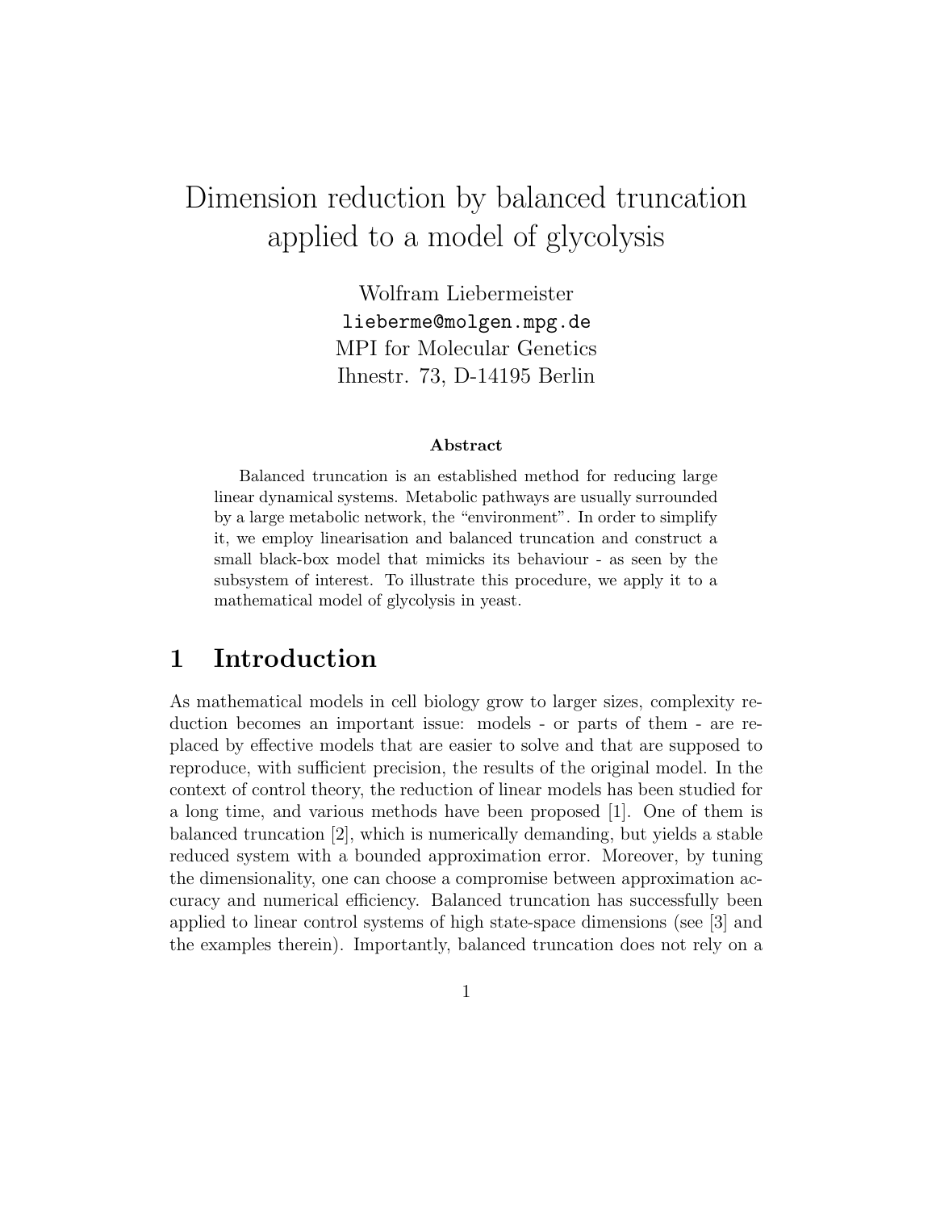# Dimension reduction by balanced truncation applied to a model of glycolysis

Wolfram Liebermeister
lieberme@molgen.mpg.de
MPI for Molecular Genetics
Ihnestr. 73, D-14195 Berlin

### Abstract

Balanced truncation is an established method for reducing large linear dynamical systems. Metabolic pathways are usually surrounded by a large metabolic network, the "environment". In order to simplify it, we employ linearisation and balanced truncation and construct a small black-box model that mimicks its behaviour - as seen by the subsystem of interest. To illustrate this procedure, we apply it to a mathematical model of glycolysis in yeast.

## 1 Introduction

As mathematical models in cell biology grow to larger sizes, complexity reduction becomes an important issue: models - or parts of them - are replaced by effective models that are easier to solve and that are supposed to reproduce, with sufficient precision, the results of the original model. In the context of control theory, the reduction of linear models has been studied for a long time, and various methods have been proposed [1]. One of them is balanced truncation [2], which is numerically demanding, but yields a stable reduced system with a bounded approximation error. Moreover, by tuning the dimensionality, one can choose a compromise between approximation accuracy and numerical efficiency. Balanced truncation has successfully been applied to linear control systems of high state-space dimensions (see [3] and the examples therein). Importantly, balanced truncation does not rely on a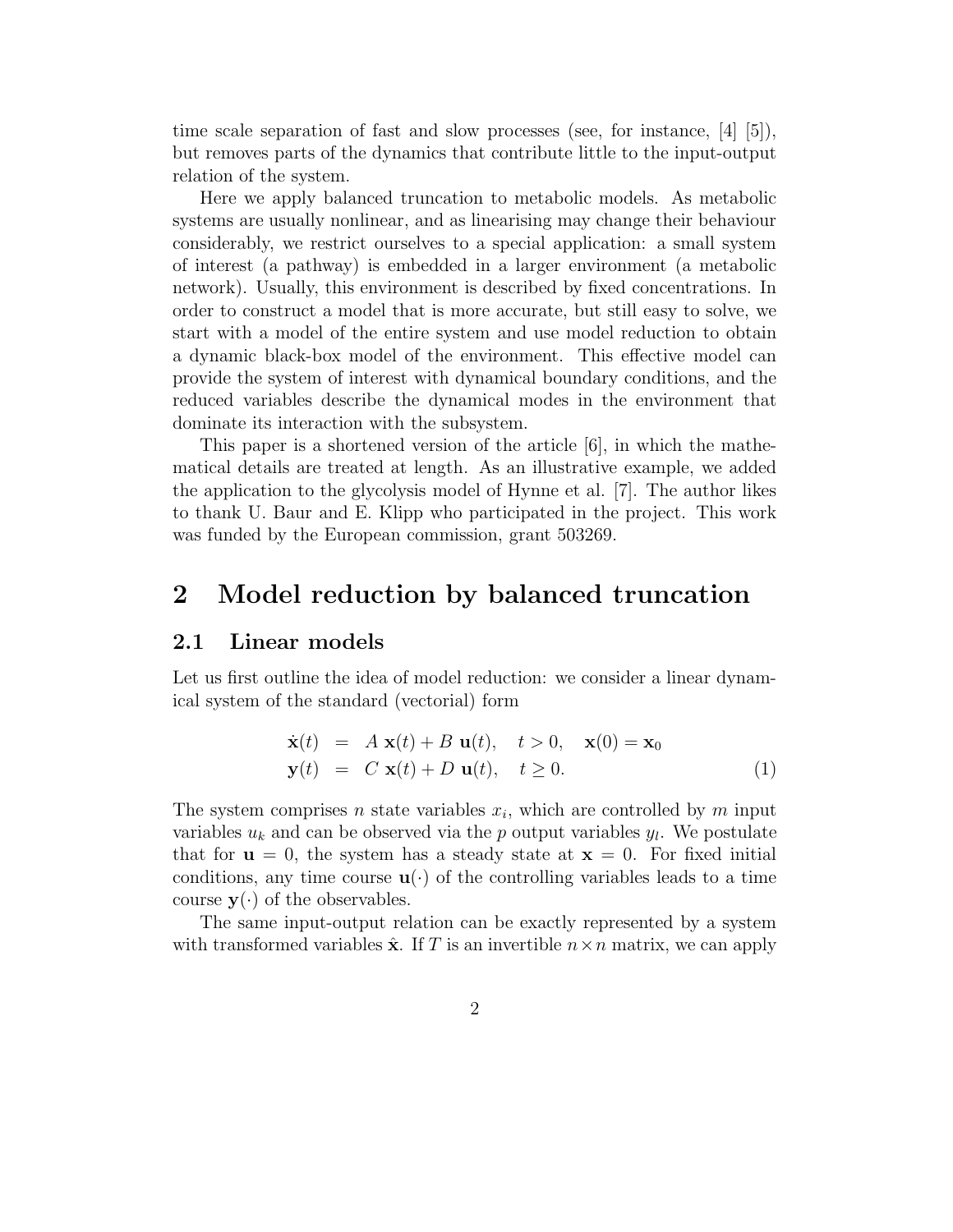time scale separation of fast and slow processes (see, for instance, [4] [5]), but removes parts of the dynamics that contribute little to the input-output relation of the system.

Here we apply balanced truncation to metabolic models. As metabolic systems are usually nonlinear, and as linearising may change their behaviour considerably, we restrict ourselves to a special application: a small system of interest (a pathway) is embedded in a larger environment (a metabolic network). Usually, this environment is described by fixed concentrations. In order to construct a model that is more accurate, but still easy to solve, we start with a model of the entire system and use model reduction to obtain a dynamic black-box model of the environment. This effective model can provide the system of interest with dynamical boundary conditions, and the reduced variables describe the dynamical modes in the environment that dominate its interaction with the subsystem.

This paper is a shortened version of the article [6], in which the mathematical details are treated at length. As an illustrative example, we added the application to the glycolysis model of Hynne et al. [7]. The author likes to thank U. Baur and E. Klipp who participated in the project. This work was funded by the European commission, grant 503269.

# 2 Model reduction by balanced truncation

## 2.1 Linear models

Let us first outline the idea of model reduction: we consider a linear dynamical system of the standard (vectorial) form

$$
\begin{aligned}
\dot{\mathbf{x}}(t) &= A\,\mathbf{x}(t) + B\,\mathbf{u}(t), \quad t > 0, \quad \mathbf{x}(0) = \mathbf{x}_0 \\
\mathbf{y}(t) &= C\,\mathbf{x}(t) + D\,\mathbf{u}(t), \quad t \geq 0.
\end{aligned}
\tag{1}
$$

The system comprises $n$ state variables $x_i$, which are controlled by $m$ input variables $u_k$ and can be observed via the $p$ output variables $y_l$. We postulate that for $\mathbf{u} = 0$, the system has a steady state at $\mathbf{x} = 0$. For fixed initial conditions, any time course $\mathbf{u}(\cdot)$ of the controlling variables leads to a time course $\mathbf{y}(\cdot)$ of the observables.

The same input-output relation can be exactly represented by a system with transformed variables $\hat{\mathbf{x}}$. If $T$ is an invertible $n \times n$ matrix, we can apply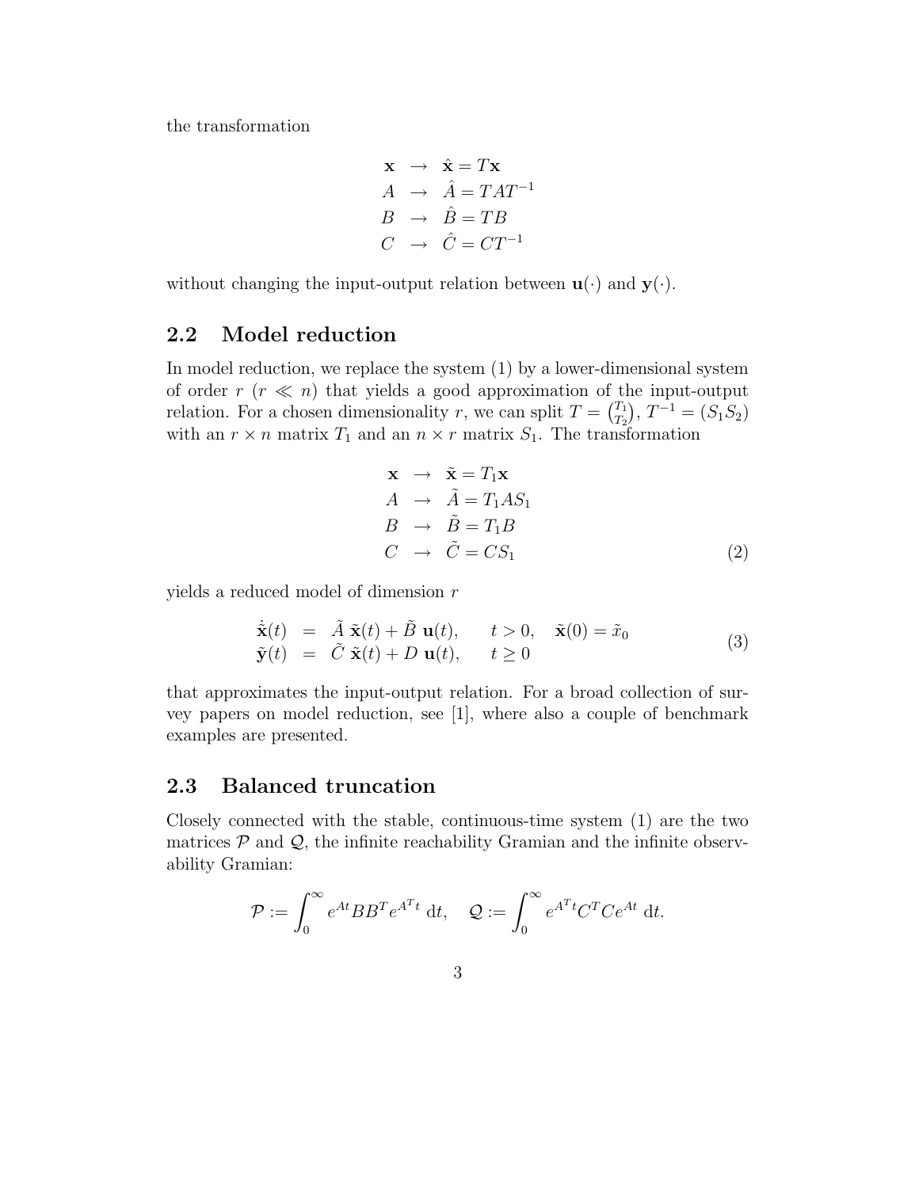the transformation

$$
\begin{array}{rcl}
\mathbf{x} & \rightarrow & \hat{\mathbf{x}} = T\mathbf{x} \\
A & \rightarrow & \hat{A} = TAT^{-1} \\
B & \rightarrow & \hat{B} = TB \\
C & \rightarrow & \hat{C} = CT^{-1}
\end{array}
$$

without changing the input-output relation between $\mathbf{u}(\cdot)$ and $\mathbf{y}(\cdot)$.

## 2.2 Model reduction

In model reduction, we replace the system (1) by a lower-dimensional system of order $r$ ($r \ll n$) that yields a good approximation of the input-output relation. For a chosen dimensionality $r$, we can split $T = \binom{T_1}{T_2}$, $T^{-1} = (S_1 S_2)$ with an $r \times n$ matrix $T_1$ and an $n \times r$ matrix $S_1$. The transformation

$$
\begin{array}{rcl}
\mathbf{x} & \rightarrow & \tilde{\mathbf{x}} = T_1\mathbf{x} \\
A & \rightarrow & \tilde{A} = T_1 A S_1 \\
B & \rightarrow & \tilde{B} = T_1 B \\
C & \rightarrow & \tilde{C} = C S_1
\end{array}
\tag{2}
$$

yields a reduced model of dimension $r$

$$
\begin{array}{rcll}
\dot{\tilde{\mathbf{x}}}(t) & = & \tilde{A}\ \tilde{\mathbf{x}}(t) + \tilde{B}\ \mathbf{u}(t), & t > 0, \quad \tilde{\mathbf{x}}(0) = \tilde{x}_0 \\
\tilde{\mathbf{y}}(t) & = & \tilde{C}\ \tilde{\mathbf{x}}(t) + D\ \mathbf{u}(t), & t \geq 0
\end{array}
\tag{3}
$$

that approximates the input-output relation. For a broad collection of survey papers on model reduction, see [1], where also a couple of benchmark examples are presented.

## 2.3 Balanced truncation

Closely connected with the stable, continuous-time system (1) are the two matrices $\mathcal{P}$ and $\mathcal{Q}$, the infinite reachability Gramian and the infinite observability Gramian:

$$
\mathcal{P} := \int_0^\infty e^{At} B B^T e^{A^T t}\ \mathrm{d}t, \quad \mathcal{Q} := \int_0^\infty e^{A^T t} C^T C e^{At}\ \mathrm{d}t.
$$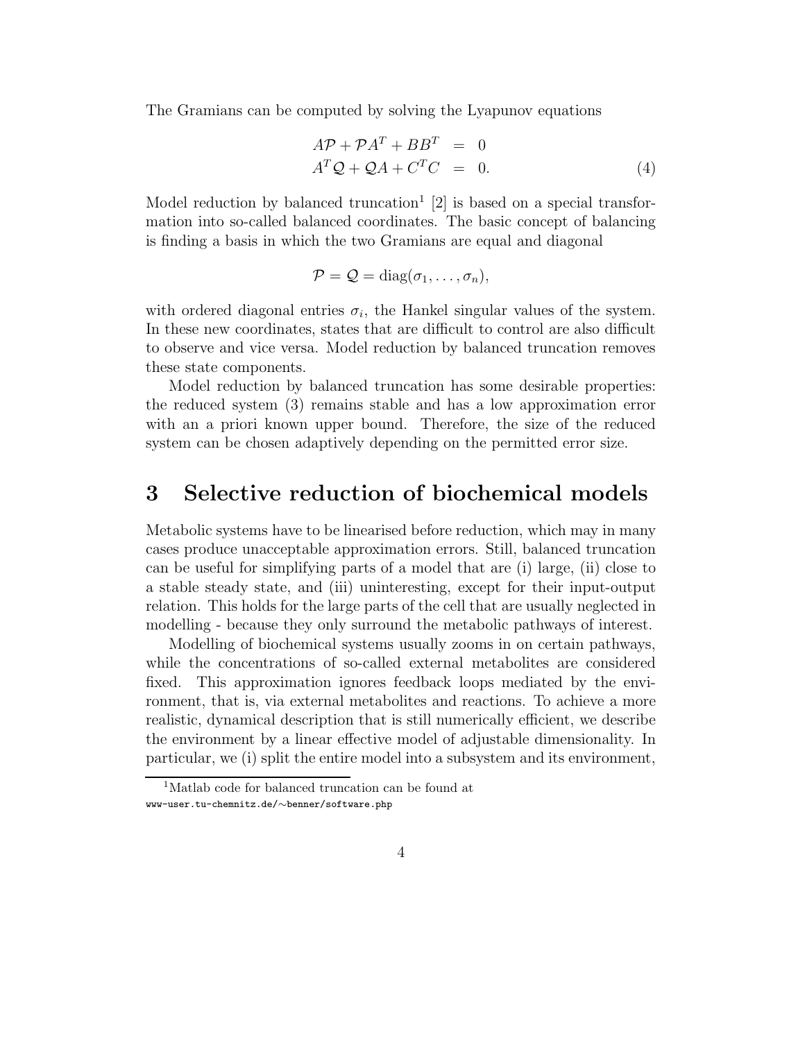The Gramians can be computed by solving the Lyapunov equations

$$\begin{aligned} A\mathcal{P} + \mathcal{P}A^T + BB^T &= 0 \\ A^T\mathcal{Q} + \mathcal{Q}A + C^TC &= 0. \end{aligned} \tag{4}$$

Model reduction by balanced truncation[1] [2] is based on a special transformation into so-called balanced coordinates. The basic concept of balancing is finding a basis in which the two Gramians are equal and diagonal

$$\mathcal{P} = \mathcal{Q} = \mathrm{diag}(\sigma_1, \ldots, \sigma_n),$$

with ordered diagonal entries $\sigma_i$, the Hankel singular values of the system. In these new coordinates, states that are difficult to control are also difficult to observe and vice versa. Model reduction by balanced truncation removes these state components.

Model reduction by balanced truncation has some desirable properties: the reduced system (3) remains stable and has a low approximation error with an a priori known upper bound. Therefore, the size of the reduced system can be chosen adaptively depending on the permitted error size.

## 3 Selective reduction of biochemical models

Metabolic systems have to be linearised before reduction, which may in many cases produce unacceptable approximation errors. Still, balanced truncation can be useful for simplifying parts of a model that are (i) large, (ii) close to a stable steady state, and (iii) uninteresting, except for their input-output relation. This holds for the large parts of the cell that are usually neglected in modelling - because they only surround the metabolic pathways of interest.

Modelling of biochemical systems usually zooms in on certain pathways, while the concentrations of so-called external metabolites are considered fixed. This approximation ignores feedback loops mediated by the environment, that is, via external metabolites and reactions. To achieve a more realistic, dynamical description that is still numerically efficient, we describe the environment by a linear effective model of adjustable dimensionality. In particular, we (i) split the entire model into a subsystem and its environment,

[1] Matlab code for balanced truncation can be found at www-user.tu-chemnitz.de/~benner/software.php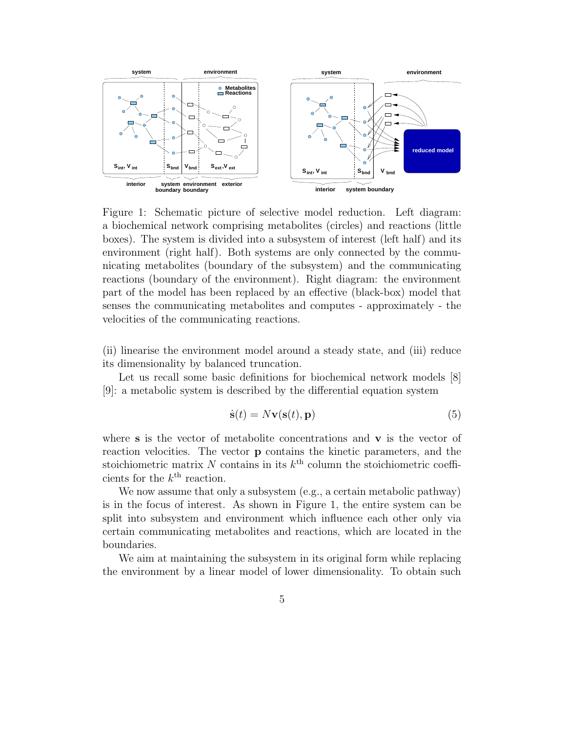Figure 1: Schematic picture of selective model reduction. Left diagram: a biochemical network comprising metabolites (circles) and reactions (little boxes). The system is divided into a subsystem of interest (left half) and its environment (right half). Both systems are only connected by the communicating metabolites (boundary of the subsystem) and the communicating reactions (boundary of the environment). Right diagram: the environment part of the model has been replaced by an effective (black-box) model that senses the communicating metabolites and computes - approximately - the velocities of the communicating reactions.

(ii) linearise the environment model around a steady state, and (iii) reduce its dimensionality by balanced truncation.

Let us recall some basic definitions for biochemical network models [8] [9]: a metabolic system is described by the differential equation system

$$\dot{\mathbf{s}}(t) = N\mathbf{v}(\mathbf{s}(t), \mathbf{p}) \tag{5}$$

where $\mathbf{s}$ is the vector of metabolite concentrations and $\mathbf{v}$ is the vector of reaction velocities. The vector $\mathbf{p}$ contains the kinetic parameters, and the stoichiometric matrix $N$ contains in its $k^{\text{th}}$ column the stoichiometric coefficients for the $k^{\text{th}}$ reaction.

We now assume that only a subsystem (e.g., a certain metabolic pathway) is in the focus of interest. As shown in Figure 1, the entire system can be split into subsystem and environment which influence each other only via certain communicating metabolites and reactions, which are located in the boundaries.

We aim at maintaining the subsystem in its original form while replacing the environment by a linear model of lower dimensionality. To obtain such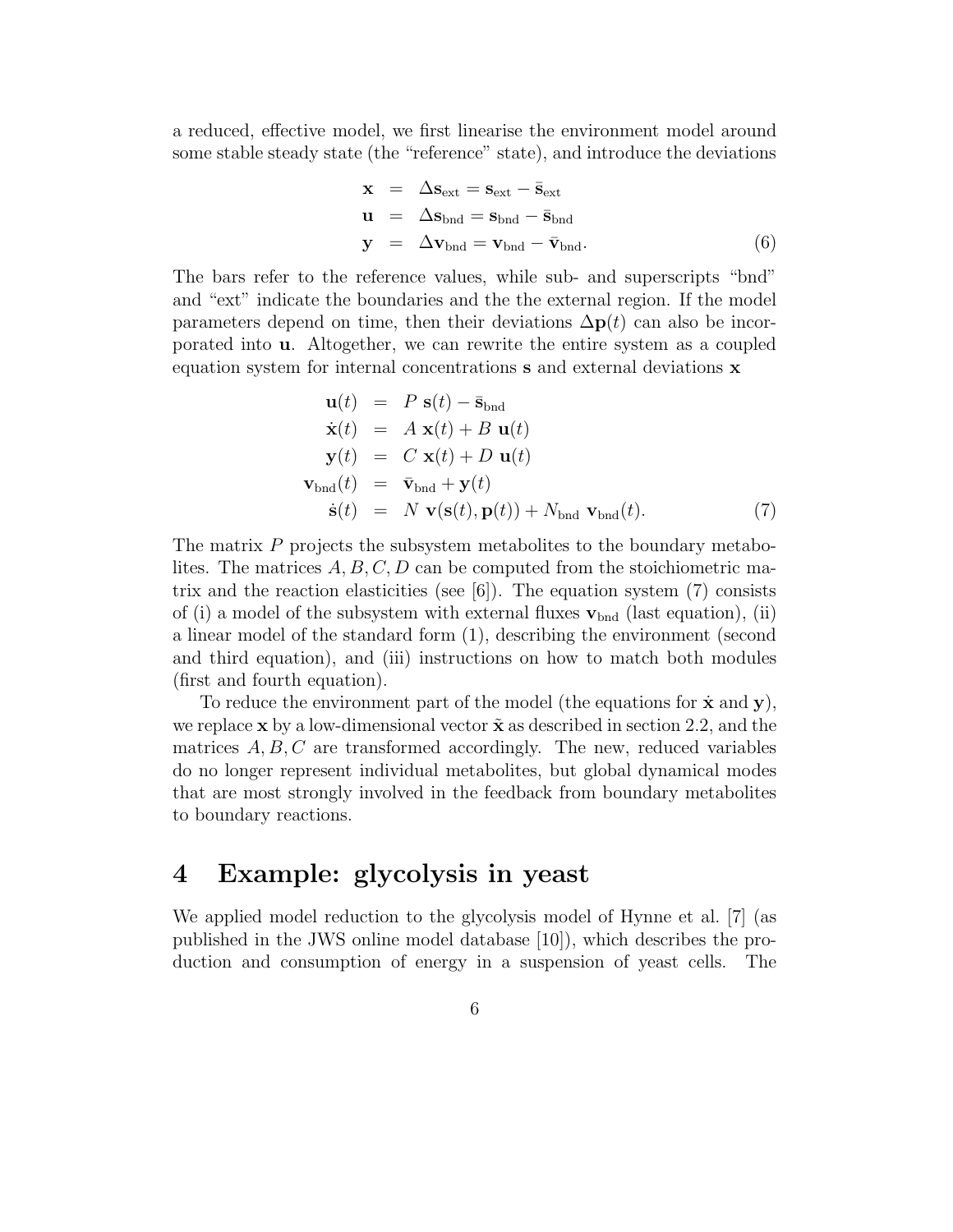a reduced, effective model, we first linearise the environment model around some stable steady state (the "reference" state), and introduce the deviations

$$
\begin{aligned}
\mathbf{x} &= \Delta \mathbf{s}_{\text{ext}} = \mathbf{s}_{\text{ext}} - \bar{\mathbf{s}}_{\text{ext}} \\
\mathbf{u} &= \Delta \mathbf{s}_{\text{bnd}} = \mathbf{s}_{\text{bnd}} - \bar{\mathbf{s}}_{\text{bnd}} \\
\mathbf{y} &= \Delta \mathbf{v}_{\text{bnd}} = \mathbf{v}_{\text{bnd}} - \bar{\mathbf{v}}_{\text{bnd}}.
\end{aligned}
\tag{6}
$$

The bars refer to the reference values, while sub- and superscripts "bnd" and "ext" indicate the boundaries and the the external region. If the model parameters depend on time, then their deviations $\Delta \mathbf{p}(t)$ can also be incorporated into $\mathbf{u}$. Altogether, we can rewrite the entire system as a coupled equation system for internal concentrations $\mathbf{s}$ and external deviations $\mathbf{x}$

$$
\begin{aligned}
\mathbf{u}(t) &= P\ \mathbf{s}(t) - \bar{\mathbf{s}}_{\text{bnd}} \\
\dot{\mathbf{x}}(t) &= A\ \mathbf{x}(t) + B\ \mathbf{u}(t) \\
\mathbf{y}(t) &= C\ \mathbf{x}(t) + D\ \mathbf{u}(t) \\
\mathbf{v}_{\text{bnd}}(t) &= \bar{\mathbf{v}}_{\text{bnd}} + \mathbf{y}(t) \\
\dot{\mathbf{s}}(t) &= N\ \mathbf{v}(\mathbf{s}(t), \mathbf{p}(t)) + N_{\text{bnd}}\ \mathbf{v}_{\text{bnd}}(t).
\end{aligned}
\tag{7}
$$

The matrix $P$ projects the subsystem metabolites to the boundary metabolites. The matrices $A, B, C, D$ can be computed from the stoichiometric matrix and the reaction elasticities (see [6]). The equation system (7) consists of (i) a model of the subsystem with external fluxes $\mathbf{v}_{\text{bnd}}$ (last equation), (ii) a linear model of the standard form (1), describing the environment (second and third equation), and (iii) instructions on how to match both modules (first and fourth equation).

To reduce the environment part of the model (the equations for $\dot{\mathbf{x}}$ and $\mathbf{y}$), we replace $\mathbf{x}$ by a low-dimensional vector $\tilde{\mathbf{x}}$ as described in section 2.2, and the matrices $A, B, C$ are transformed accordingly. The new, reduced variables do no longer represent individual metabolites, but global dynamical modes that are most strongly involved in the feedback from boundary metabolites to boundary reactions.

## 4 Example: glycolysis in yeast

We applied model reduction to the glycolysis model of Hynne et al. [7] (as published in the JWS online model database [10]), which describes the production and consumption of energy in a suspension of yeast cells. The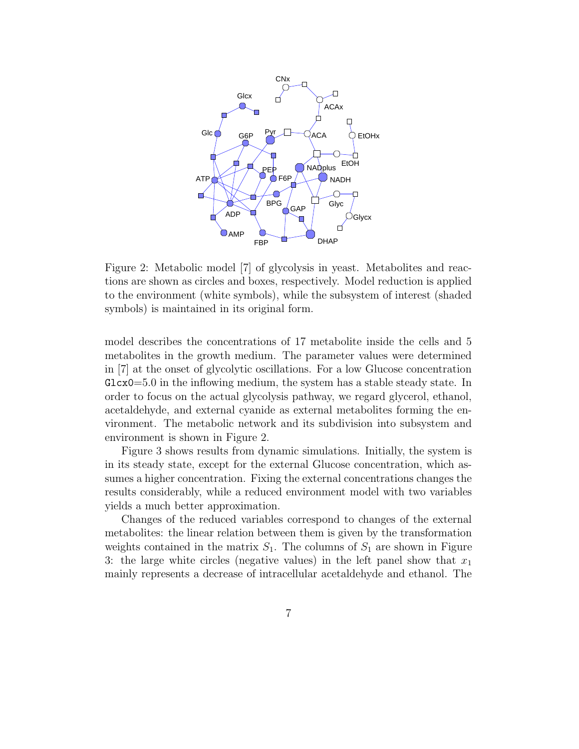Figure 2: Metabolic model [7] of glycolysis in yeast. Metabolites and reactions are shown as circles and boxes, respectively. Model reduction is applied to the environment (white symbols), while the subsystem of interest (shaded symbols) is maintained in its original form.

model describes the concentrations of 17 metabolite inside the cells and 5 metabolites in the growth medium. The parameter values were determined in [7] at the onset of glycolytic oscillations. For a low Glucose concentration `Glcx0`=5.0 in the inflowing medium, the system has a stable steady state. In order to focus on the actual glycolysis pathway, we regard glycerol, ethanol, acetaldehyde, and external cyanide as external metabolites forming the environment. The metabolic network and its subdivision into subsystem and environment is shown in Figure 2.

Figure 3 shows results from dynamic simulations. Initially, the system is in its steady state, except for the external Glucose concentration, which assumes a higher concentration. Fixing the external concentrations changes the results considerably, while a reduced environment model with two variables yields a much better approximation.

Changes of the reduced variables correspond to changes of the external metabolites: the linear relation between them is given by the transformation weights contained in the matrix $S_1$. The columns of $S_1$ are shown in Figure 3: the large white circles (negative values) in the left panel show that $x_1$ mainly represents a decrease of intracellular acetaldehyde and ethanol. The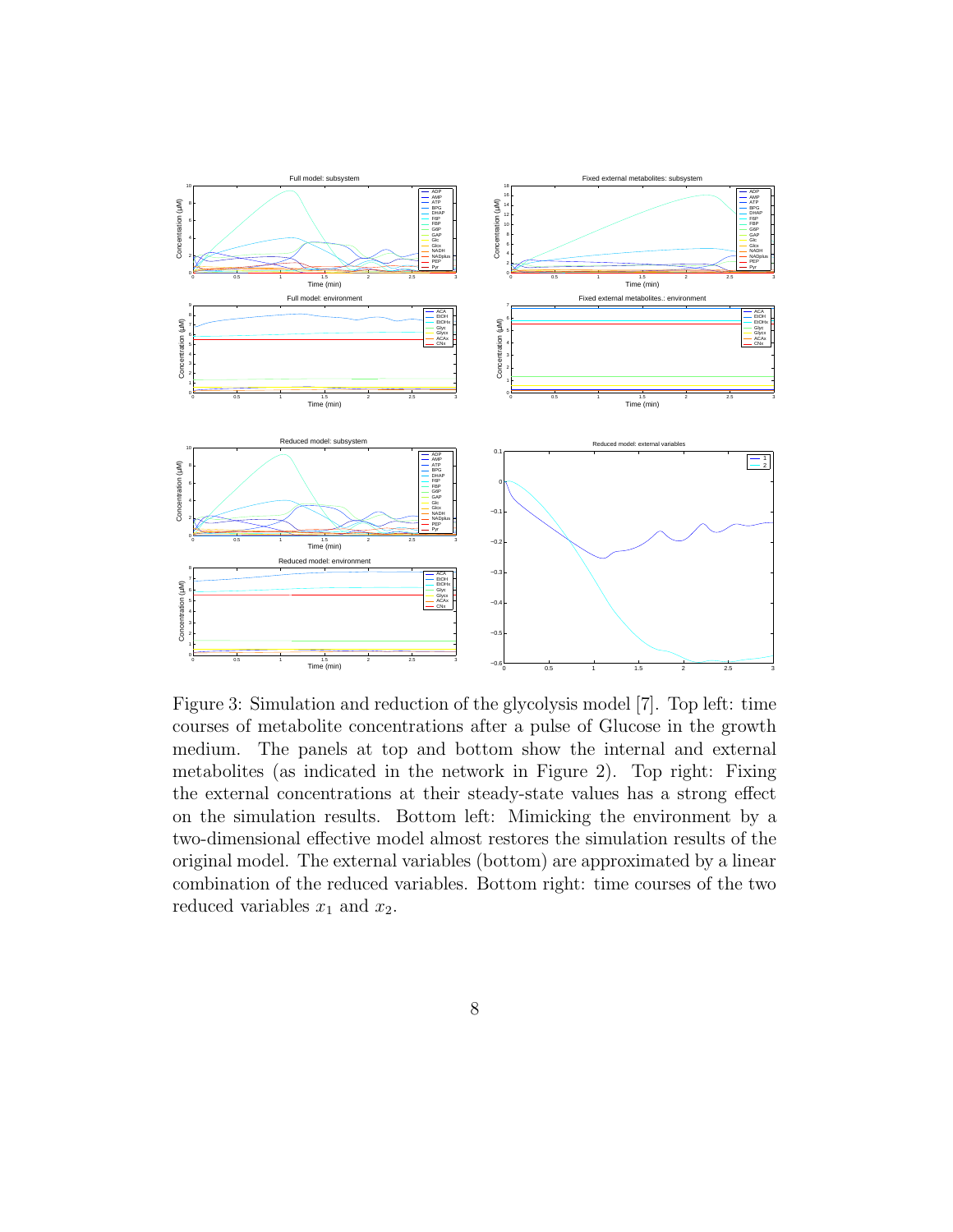Figure 3: Simulation and reduction of the glycolysis model [7]. Top left: time courses of metabolite concentrations after a pulse of Glucose in the growth medium. The panels at top and bottom show the internal and external metabolites (as indicated in the network in Figure 2). Top right: Fixing the external concentrations at their steady-state values has a strong effect on the simulation results. Bottom left: Mimicking the environment by a two-dimensional effective model almost restores the simulation results of the original model. The external variables (bottom) are approximated by a linear combination of the reduced variables. Bottom right: time courses of the two reduced variables $x_1$ and $x_2$.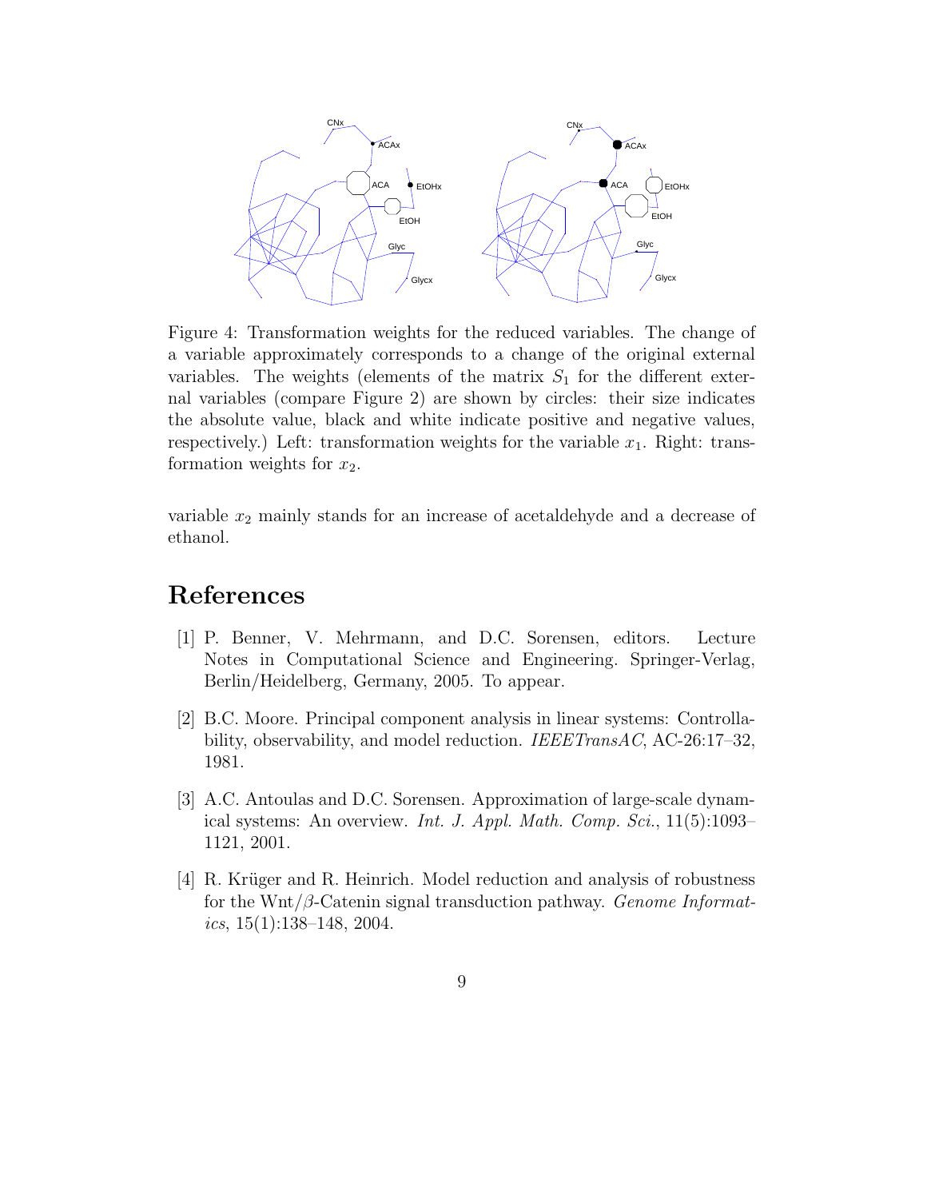Figure 4: Transformation weights for the reduced variables. The change of a variable approximately corresponds to a change of the original external variables. The weights (elements of the matrix $S_1$ for the different external variables (compare Figure 2) are shown by circles: their size indicates the absolute value, black and white indicate positive and negative values, respectively.) Left: transformation weights for the variable $x_1$. Right: transformation weights for $x_2$.

variable $x_2$ mainly stands for an increase of acetaldehyde and a decrease of ethanol.

## References

[1] P. Benner, V. Mehrmann, and D.C. Sorensen, editors. Lecture Notes in Computational Science and Engineering. Springer-Verlag, Berlin/Heidelberg, Germany, 2005. To appear.

[2] B.C. Moore. Principal component analysis in linear systems: Controllability, observability, and model reduction. *IEEETransAC*, AC-26:17–32, 1981.

[3] A.C. Antoulas and D.C. Sorensen. Approximation of large-scale dynamical systems: An overview. *Int. J. Appl. Math. Comp. Sci.*, 11(5):1093–1121, 2001.

[4] R. Krüger and R. Heinrich. Model reduction and analysis of robustness for the Wnt/$\beta$-Catenin signal transduction pathway. *Genome Informatics*, 15(1):138–148, 2004.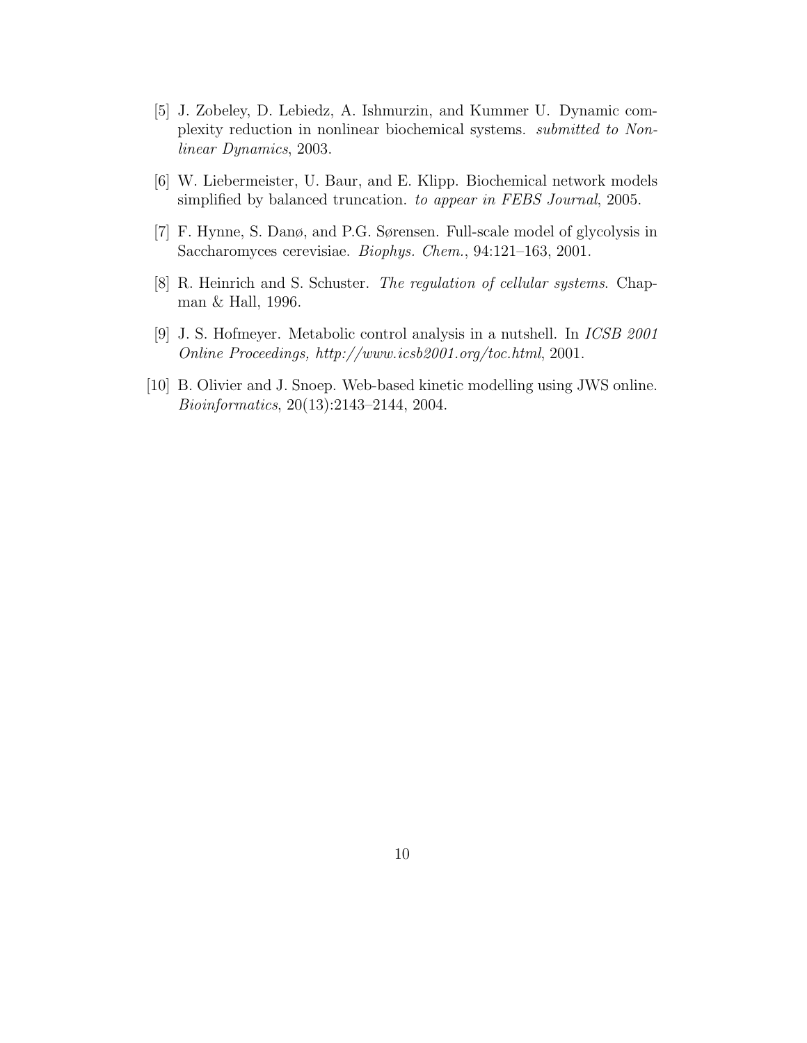[5] J. Zobeley, D. Lebiedz, A. Ishmurzin, and Kummer U. Dynamic complexity reduction in nonlinear biochemical systems. *submitted to Nonlinear Dynamics*, 2003.

[6] W. Liebermeister, U. Baur, and E. Klipp. Biochemical network models simplified by balanced truncation. *to appear in FEBS Journal*, 2005.

[7] F. Hynne, S. Danø, and P.G. Sørensen. Full-scale model of glycolysis in Saccharomyces cerevisiae. *Biophys. Chem.*, 94:121–163, 2001.

[8] R. Heinrich and S. Schuster. *The regulation of cellular systems*. Chapman & Hall, 1996.

[9] J. S. Hofmeyer. Metabolic control analysis in a nutshell. In *ICSB 2001 Online Proceedings, http://www.icsb2001.org/toc.html*, 2001.

[10] B. Olivier and J. Snoep. Web-based kinetic modelling using JWS online. *Bioinformatics*, 20(13):2143–2144, 2004.